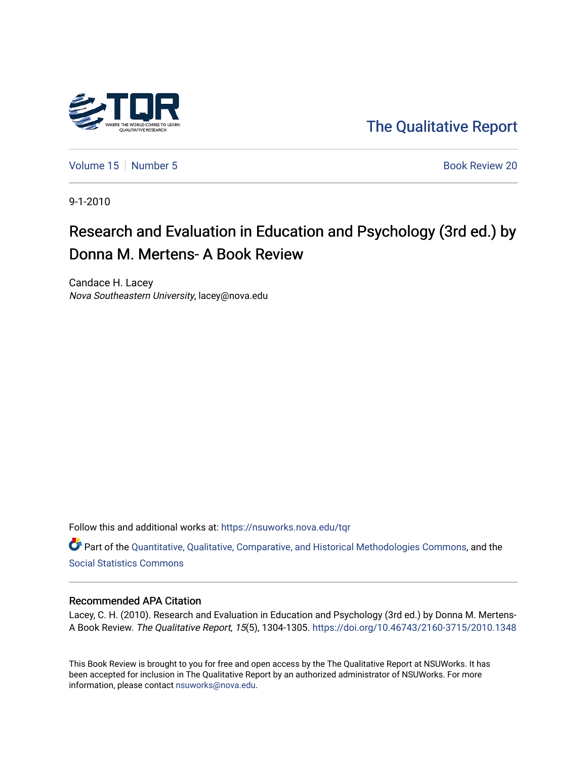The Qualitative Report

Volume 15 | Number 5 | Book Review 20

9-1-2010

# Research and Evaluation in Education and Psychology (3rd ed.) by Donna M. Mertens- A Book Review

Candace H. Lacey
*Nova Southeastern University*, lacey@nova.edu

Follow this and additional works at: https://nsuworks.nova.edu/tqr

Part of the Quantitative, Qualitative, Comparative, and Historical Methodologies Commons, and the Social Statistics Commons

## Recommended APA Citation

Lacey, C. H. (2010). Research and Evaluation in Education and Psychology (3rd ed.) by Donna M. Mertens- A Book Review. *The Qualitative Report*, *15*(5), 1304-1305. https://doi.org/10.46743/2160-3715/2010.1348

This Book Review is brought to you for free and open access by the The Qualitative Report at NSUWorks. It has been accepted for inclusion in The Qualitative Report by an authorized administrator of NSUWorks. For more information, please contact nsuworks@nova.edu.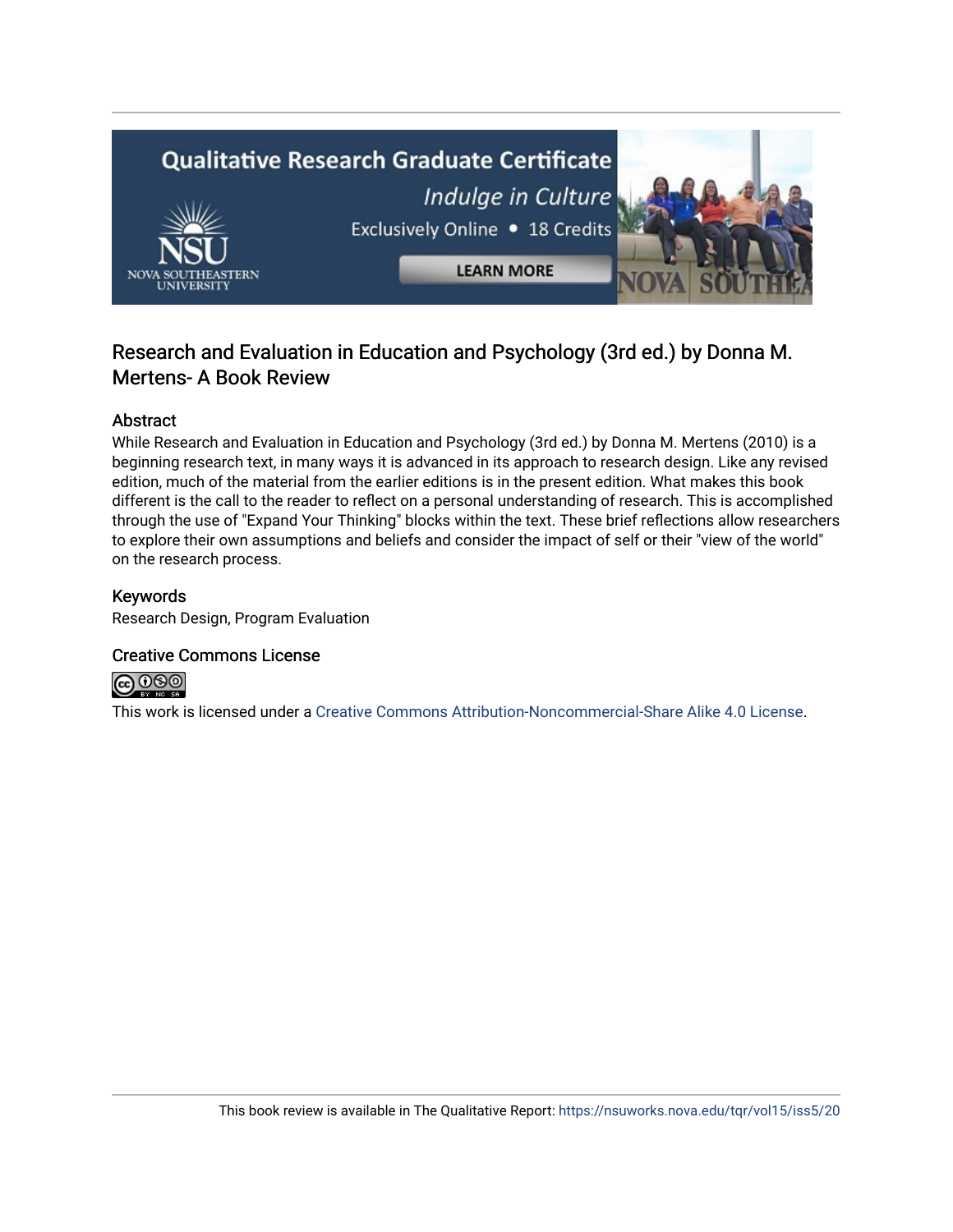Research and Evaluation in Education and Psychology (3rd ed.) by Donna M. Mertens- A Book Review

## Abstract

While Research and Evaluation in Education and Psychology (3rd ed.) by Donna M. Mertens (2010) is a beginning research text, in many ways it is advanced in its approach to research design. Like any revised edition, much of the material from the earlier editions is in the present edition. What makes this book different is the call to the reader to reflect on a personal understanding of research. This is accomplished through the use of "Expand Your Thinking" blocks within the text. These brief reflections allow researchers to explore their own assumptions and beliefs and consider the impact of self or their "view of the world" on the research process.

## Keywords

Research Design, Program Evaluation

## Creative Commons License

This work is licensed under a Creative Commons Attribution-Noncommercial-Share Alike 4.0 License.

This book review is available in The Qualitative Report: https://nsuworks.nova.edu/tqr/vol15/iss5/20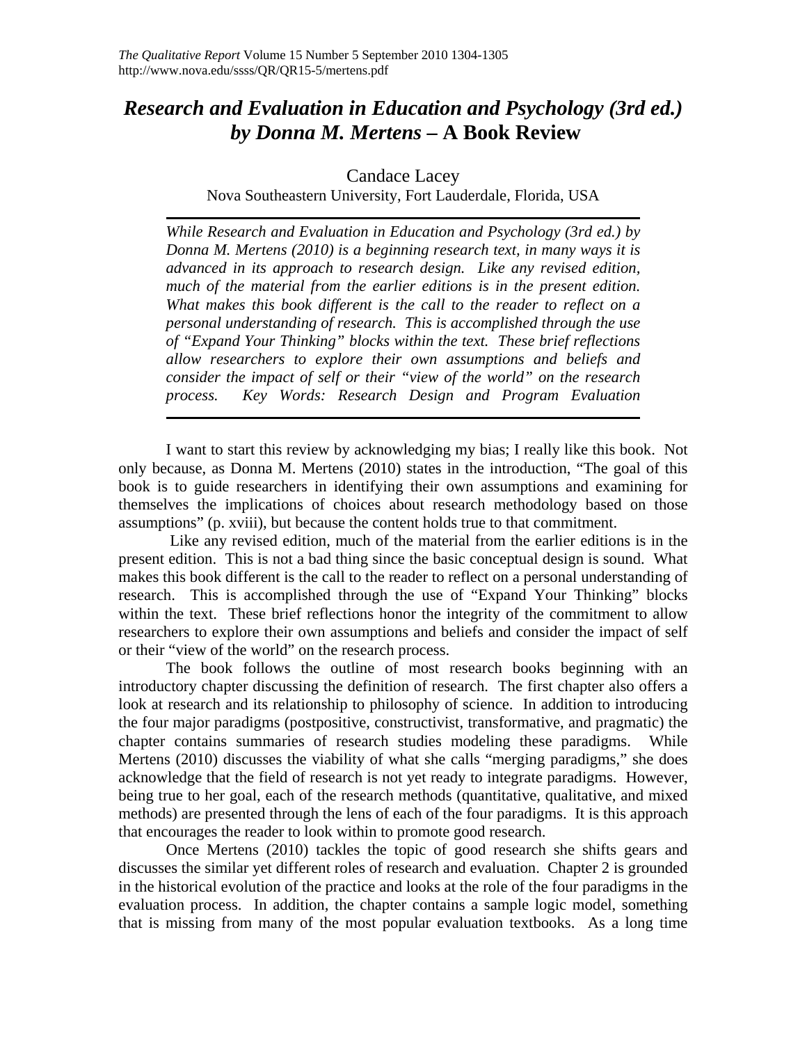# *Research and Evaluation in Education and Psychology (3rd ed.) by Donna M. Mertens* – A Book Review

Candace Lacey

Nova Southeastern University, Fort Lauderdale, Florida, USA

*While Research and Evaluation in Education and Psychology (3rd ed.) by Donna M. Mertens (2010) is a beginning research text, in many ways it is advanced in its approach to research design. Like any revised edition, much of the material from the earlier editions is in the present edition. What makes this book different is the call to the reader to reflect on a personal understanding of research. This is accomplished through the use of "Expand Your Thinking" blocks within the text. These brief reflections allow researchers to explore their own assumptions and beliefs and consider the impact of self or their "view of the world" on the research process. Key Words: Research Design and Program Evaluation*

I want to start this review by acknowledging my bias; I really like this book. Not only because, as Donna M. Mertens (2010) states in the introduction, "The goal of this book is to guide researchers in identifying their own assumptions and examining for themselves the implications of choices about research methodology based on those assumptions" (p. xviii), but because the content holds true to that commitment.

Like any revised edition, much of the material from the earlier editions is in the present edition. This is not a bad thing since the basic conceptual design is sound. What makes this book different is the call to the reader to reflect on a personal understanding of research. This is accomplished through the use of "Expand Your Thinking" blocks within the text. These brief reflections honor the integrity of the commitment to allow researchers to explore their own assumptions and beliefs and consider the impact of self or their "view of the world" on the research process.

The book follows the outline of most research books beginning with an introductory chapter discussing the definition of research. The first chapter also offers a look at research and its relationship to philosophy of science. In addition to introducing the four major paradigms (postpositive, constructivist, transformative, and pragmatic) the chapter contains summaries of research studies modeling these paradigms. While Mertens (2010) discusses the viability of what she calls "merging paradigms," she does acknowledge that the field of research is not yet ready to integrate paradigms. However, being true to her goal, each of the research methods (quantitative, qualitative, and mixed methods) are presented through the lens of each of the four paradigms. It is this approach that encourages the reader to look within to promote good research.

Once Mertens (2010) tackles the topic of good research she shifts gears and discusses the similar yet different roles of research and evaluation. Chapter 2 is grounded in the historical evolution of the practice and looks at the role of the four paradigms in the evaluation process. In addition, the chapter contains a sample logic model, something that is missing from many of the most popular evaluation textbooks. As a long time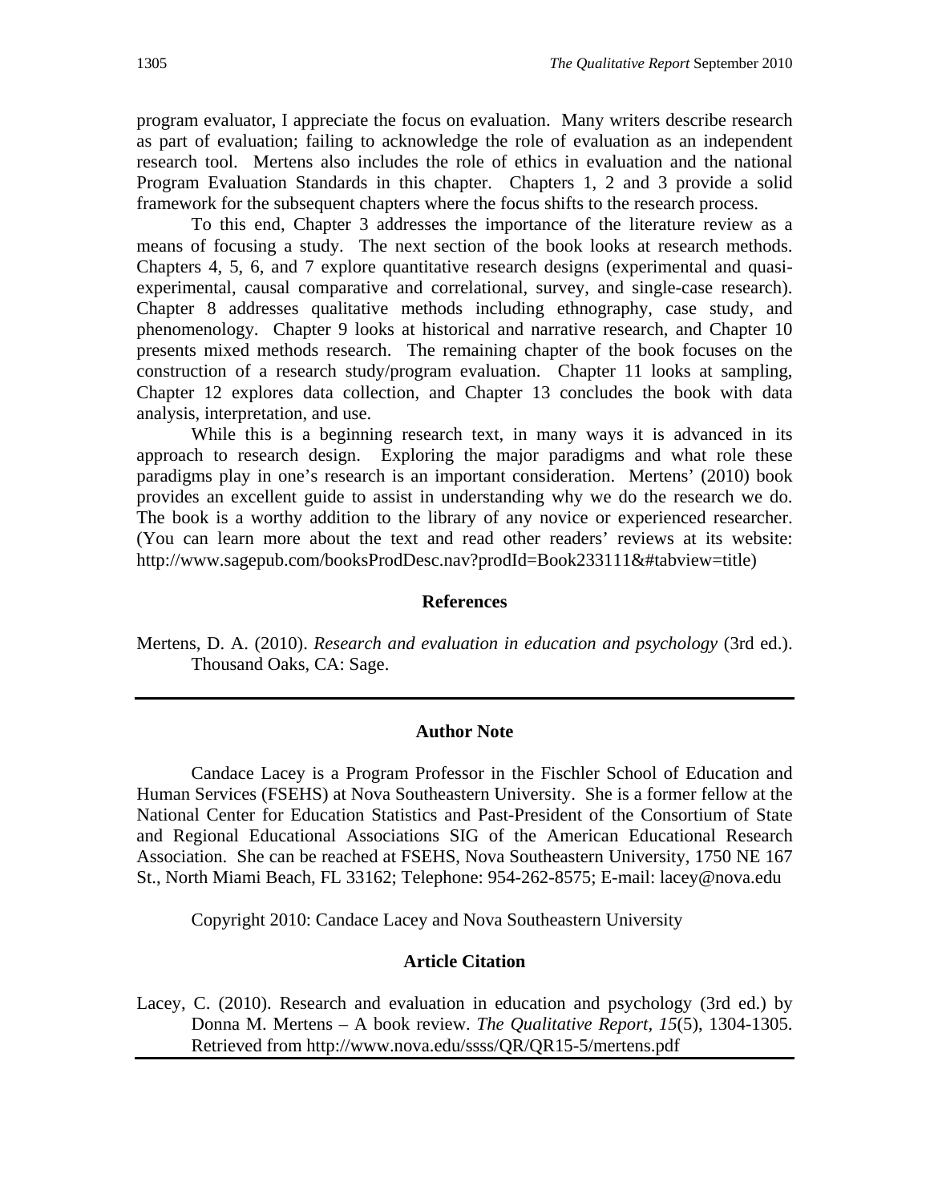program evaluator, I appreciate the focus on evaluation. Many writers describe research as part of evaluation; failing to acknowledge the role of evaluation as an independent research tool. Mertens also includes the role of ethics in evaluation and the national Program Evaluation Standards in this chapter. Chapters 1, 2 and 3 provide a solid framework for the subsequent chapters where the focus shifts to the research process.

To this end, Chapter 3 addresses the importance of the literature review as a means of focusing a study. The next section of the book looks at research methods. Chapters 4, 5, 6, and 7 explore quantitative research designs (experimental and quasi-experimental, causal comparative and correlational, survey, and single-case research). Chapter 8 addresses qualitative methods including ethnography, case study, and phenomenology. Chapter 9 looks at historical and narrative research, and Chapter 10 presents mixed methods research. The remaining chapter of the book focuses on the construction of a research study/program evaluation. Chapter 11 looks at sampling, Chapter 12 explores data collection, and Chapter 13 concludes the book with data analysis, interpretation, and use.

While this is a beginning research text, in many ways it is advanced in its approach to research design. Exploring the major paradigms and what role these paradigms play in one's research is an important consideration. Mertens' (2010) book provides an excellent guide to assist in understanding why we do the research we do. The book is a worthy addition to the library of any novice or experienced researcher. (You can learn more about the text and read other readers' reviews at its website: http://www.sagepub.com/booksProdDesc.nav?prodId=Book233111&#tabview=title)

## References

Mertens, D. A. (2010). *Research and evaluation in education and psychology* (3rd ed.). Thousand Oaks, CA: Sage.

---

## Author Note

Candace Lacey is a Program Professor in the Fischler School of Education and Human Services (FSEHS) at Nova Southeastern University. She is a former fellow at the National Center for Education Statistics and Past-President of the Consortium of State and Regional Educational Associations SIG of the American Educational Research Association. She can be reached at FSEHS, Nova Southeastern University, 1750 NE 167 St., North Miami Beach, FL 33162; Telephone: 954-262-8575; E-mail: lacey@nova.edu

Copyright 2010: Candace Lacey and Nova Southeastern University

## Article Citation

Lacey, C. (2010). Research and evaluation in education and psychology (3rd ed.) by Donna M. Mertens – A book review. *The Qualitative Report, 15*(5), 1304-1305. Retrieved from http://www.nova.edu/ssss/QR/QR15-5/mertens.pdf